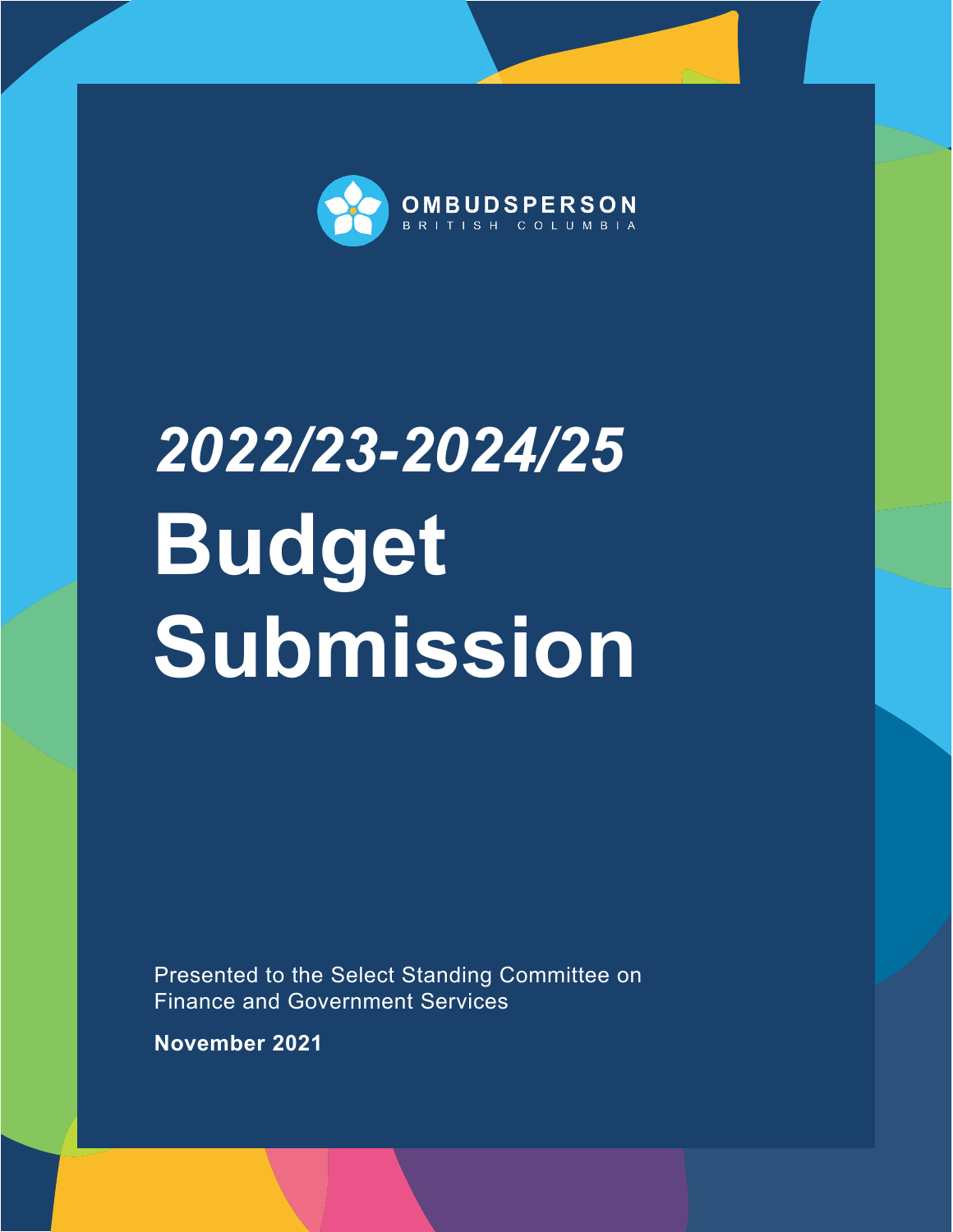OMBUDSPERSON

BRITISH COLUMBIA

# *2022/23-2024/25*

# Budget Submission

Presented to the Select Standing Committee on Finance and Government Services

**November 2021**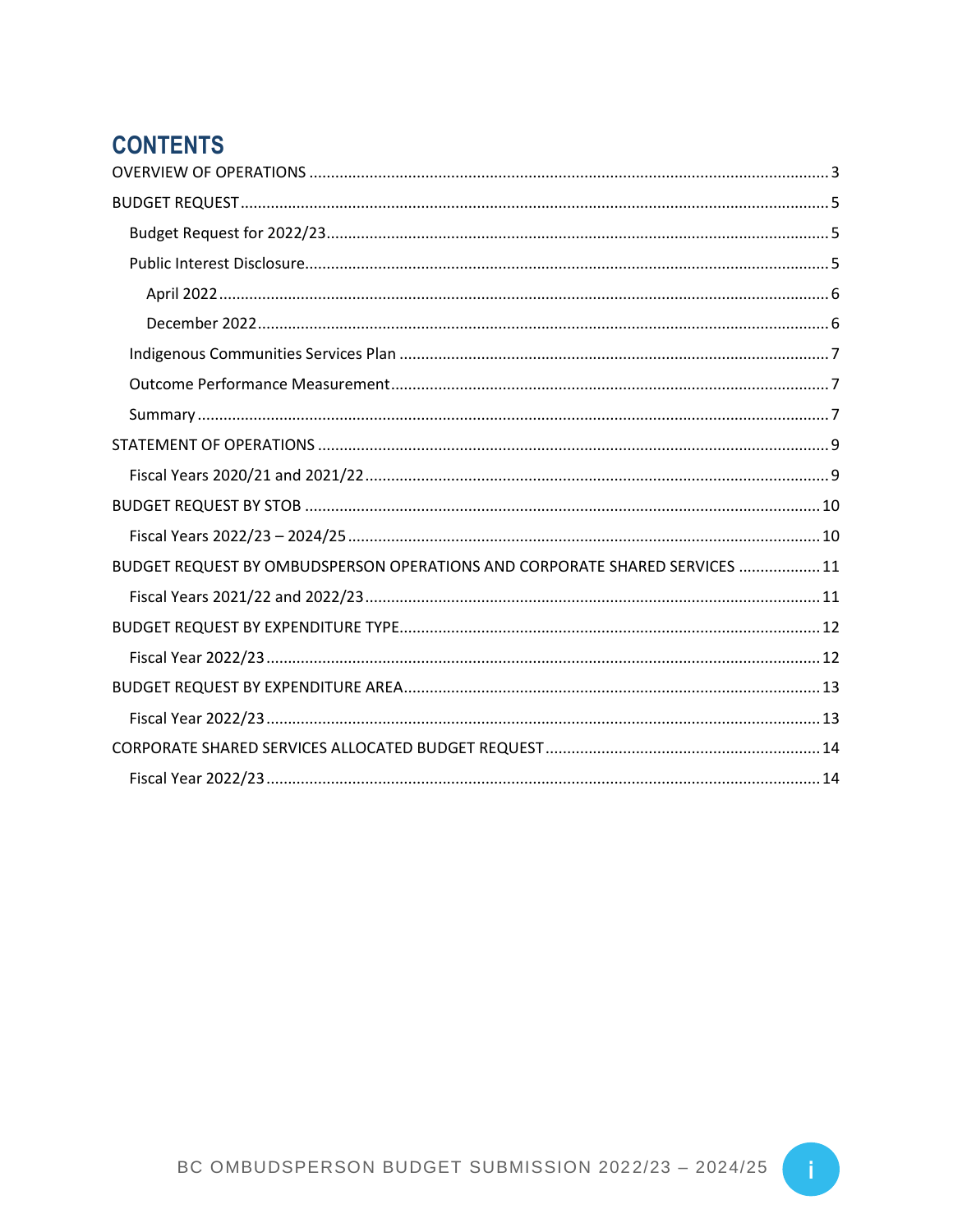# CONTENTS

- OVERVIEW OF OPERATIONS ........ 3
- BUDGET REQUEST ........ 5
  - Budget Request for 2022/23 ........ 5
  - Public Interest Disclosure ........ 5
    - April 2022 ........ 6
    - December 2022 ........ 6
  - Indigenous Communities Services Plan ........ 7
  - Outcome Performance Measurement ........ 7
  - Summary ........ 7
- STATEMENT OF OPERATIONS ........ 9
  - Fiscal Years 2020/21 and 2021/22 ........ 9
- BUDGET REQUEST BY STOB ........ 10
  - Fiscal Years 2022/23 – 2024/25 ........ 10
- BUDGET REQUEST BY OMBUDSPERSON OPERATIONS AND CORPORATE SHARED SERVICES ........ 11
  - Fiscal Years 2021/22 and 2022/23 ........ 11
- BUDGET REQUEST BY EXPENDITURE TYPE ........ 12
  - Fiscal Year 2022/23 ........ 12
- BUDGET REQUEST BY EXPENDITURE AREA ........ 13
  - Fiscal Year 2022/23 ........ 13
- CORPORATE SHARED SERVICES ALLOCATED BUDGET REQUEST ........ 14
  - Fiscal Year 2022/23 ........ 14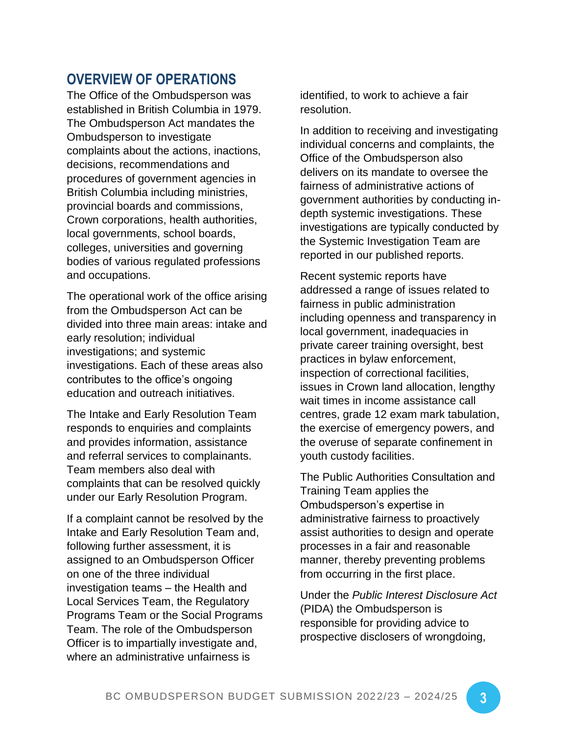## OVERVIEW OF OPERATIONS

The Office of the Ombudsperson was established in British Columbia in 1979. The Ombudsperson Act mandates the Ombudsperson to investigate complaints about the actions, inactions, decisions, recommendations and procedures of government agencies in British Columbia including ministries, provincial boards and commissions, Crown corporations, health authorities, local governments, school boards, colleges, universities and governing bodies of various regulated professions and occupations.

The operational work of the office arising from the Ombudsperson Act can be divided into three main areas: intake and early resolution; individual investigations; and systemic investigations. Each of these areas also contributes to the office's ongoing education and outreach initiatives.

The Intake and Early Resolution Team responds to enquiries and complaints and provides information, assistance and referral services to complainants. Team members also deal with complaints that can be resolved quickly under our Early Resolution Program.

If a complaint cannot be resolved by the Intake and Early Resolution Team and, following further assessment, it is assigned to an Ombudsperson Officer on one of the three individual investigation teams – the Health and Local Services Team, the Regulatory Programs Team or the Social Programs Team. The role of the Ombudsperson Officer is to impartially investigate and, where an administrative unfairness is identified, to work to achieve a fair resolution.

In addition to receiving and investigating individual concerns and complaints, the Office of the Ombudsperson also delivers on its mandate to oversee the fairness of administrative actions of government authorities by conducting in-depth systemic investigations. These investigations are typically conducted by the Systemic Investigation Team are reported in our published reports.

Recent systemic reports have addressed a range of issues related to fairness in public administration including openness and transparency in local government, inadequacies in private career training oversight, best practices in bylaw enforcement, inspection of correctional facilities, issues in Crown land allocation, lengthy wait times in income assistance call centres, grade 12 exam mark tabulation, the exercise of emergency powers, and the overuse of separate confinement in youth custody facilities.

The Public Authorities Consultation and Training Team applies the Ombudsperson's expertise in administrative fairness to proactively assist authorities to design and operate processes in a fair and reasonable manner, thereby preventing problems from occurring in the first place.

Under the *Public Interest Disclosure Act* (PIDA) the Ombudsperson is responsible for providing advice to prospective disclosers of wrongdoing,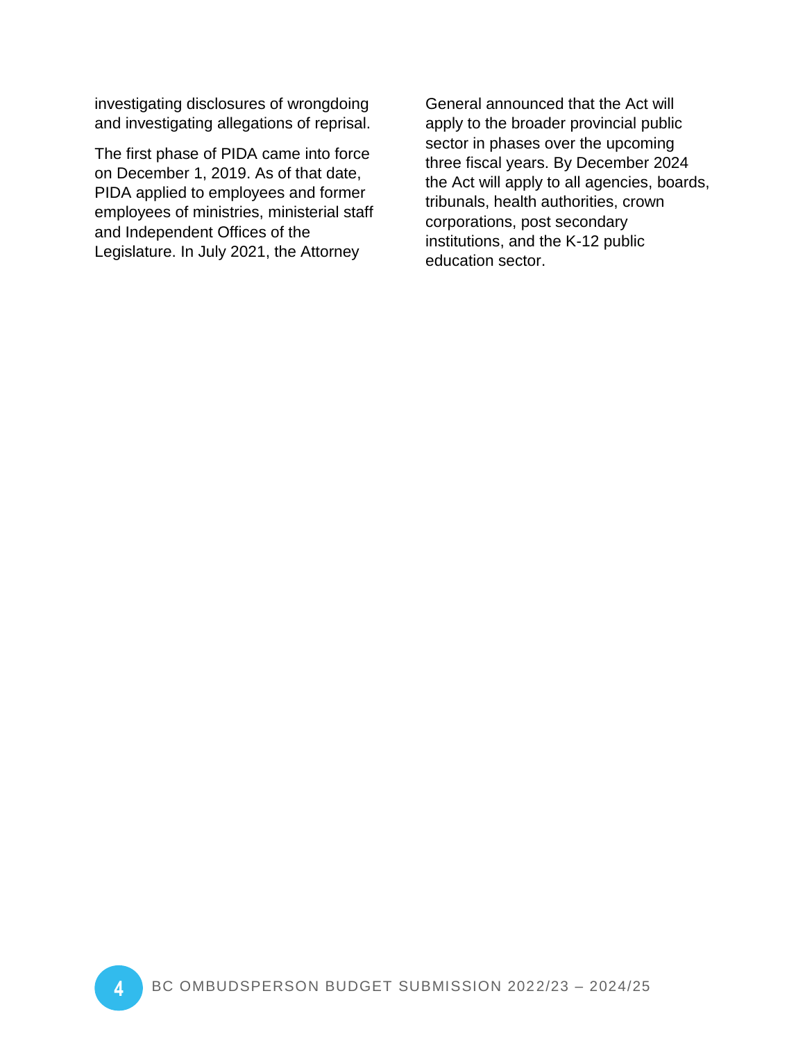investigating disclosures of wrongdoing and investigating allegations of reprisal.

The first phase of PIDA came into force on December 1, 2019. As of that date, PIDA applied to employees and former employees of ministries, ministerial staff and Independent Offices of the Legislature. In July 2021, the Attorney General announced that the Act will apply to the broader provincial public sector in phases over the upcoming three fiscal years. By December 2024 the Act will apply to all agencies, boards, tribunals, health authorities, crown corporations, post secondary institutions, and the K-12 public education sector.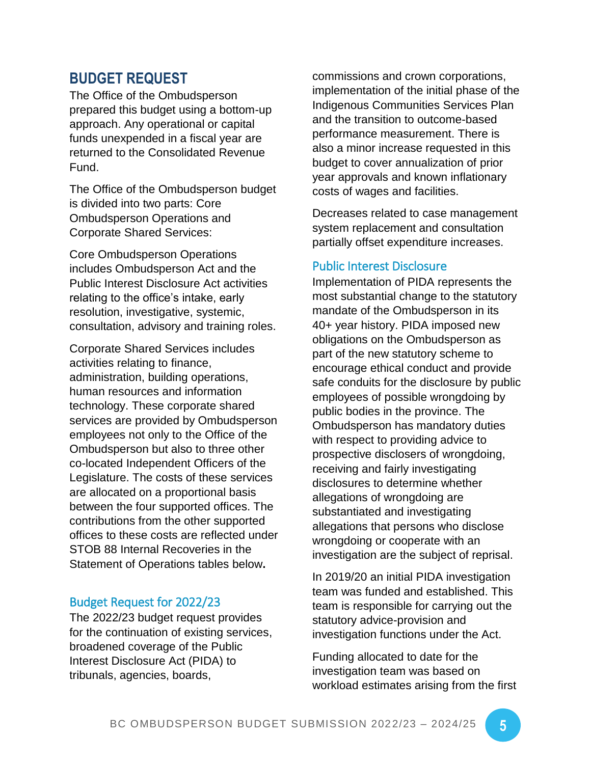## BUDGET REQUEST

The Office of the Ombudsperson prepared this budget using a bottom-up approach. Any operational or capital funds unexpended in a fiscal year are returned to the Consolidated Revenue Fund.

The Office of the Ombudsperson budget is divided into two parts: Core Ombudsperson Operations and Corporate Shared Services:

Core Ombudsperson Operations includes Ombudsperson Act and the Public Interest Disclosure Act activities relating to the office's intake, early resolution, investigative, systemic, consultation, advisory and training roles.

Corporate Shared Services includes activities relating to finance, administration, building operations, human resources and information technology. These corporate shared services are provided by Ombudsperson employees not only to the Office of the Ombudsperson but also to three other co-located Independent Officers of the Legislature. The costs of these services are allocated on a proportional basis between the four supported offices. The contributions from the other supported offices to these costs are reflected under STOB 88 Internal Recoveries in the Statement of Operations tables below**.**

### Budget Request for 2022/23

The 2022/23 budget request provides for the continuation of existing services, broadened coverage of the Public Interest Disclosure Act (PIDA) to tribunals, agencies, boards, commissions and crown corporations, implementation of the initial phase of the Indigenous Communities Services Plan and the transition to outcome-based performance measurement. There is also a minor increase requested in this budget to cover annualization of prior year approvals and known inflationary costs of wages and facilities.

Decreases related to case management system replacement and consultation partially offset expenditure increases.

### Public Interest Disclosure

Implementation of PIDA represents the most substantial change to the statutory mandate of the Ombudsperson in its 40+ year history. PIDA imposed new obligations on the Ombudsperson as part of the new statutory scheme to encourage ethical conduct and provide safe conduits for the disclosure by public employees of possible wrongdoing by public bodies in the province. The Ombudsperson has mandatory duties with respect to providing advice to prospective disclosers of wrongdoing, receiving and fairly investigating disclosures to determine whether allegations of wrongdoing are substantiated and investigating allegations that persons who disclose wrongdoing or cooperate with an investigation are the subject of reprisal.

In 2019/20 an initial PIDA investigation team was funded and established. This team is responsible for carrying out the statutory advice-provision and investigation functions under the Act.

Funding allocated to date for the investigation team was based on workload estimates arising from the first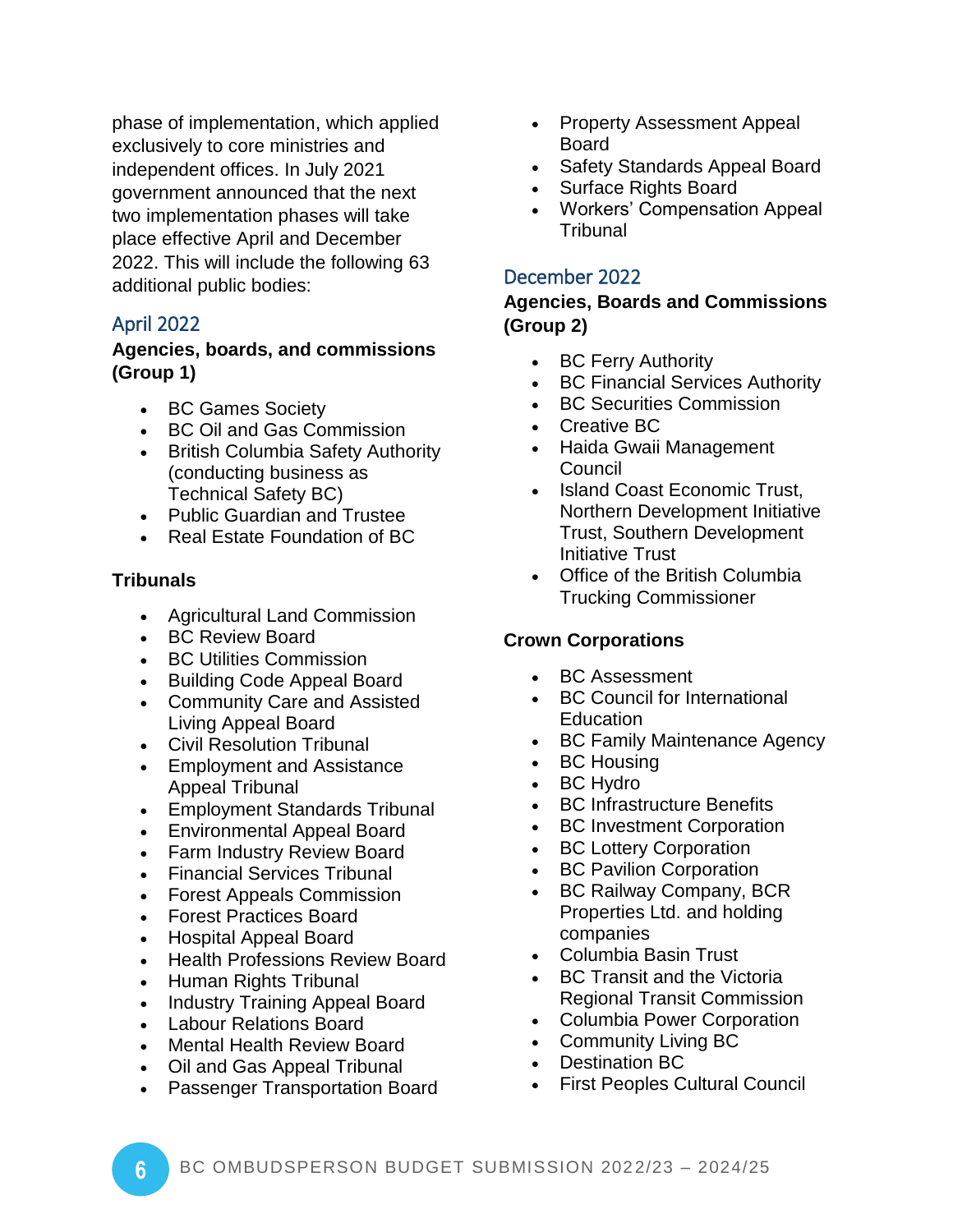phase of implementation, which applied exclusively to core ministries and independent offices. In July 2021 government announced that the next two implementation phases will take place effective April and December 2022. This will include the following 63 additional public bodies:

## April 2022

**Agencies, boards, and commissions (Group 1)**

- BC Games Society
- BC Oil and Gas Commission
- British Columbia Safety Authority (conducting business as Technical Safety BC)
- Public Guardian and Trustee
- Real Estate Foundation of BC

**Tribunals**

- Agricultural Land Commission
- BC Review Board
- BC Utilities Commission
- Building Code Appeal Board
- Community Care and Assisted Living Appeal Board
- Civil Resolution Tribunal
- Employment and Assistance Appeal Tribunal
- Employment Standards Tribunal
- Environmental Appeal Board
- Farm Industry Review Board
- Financial Services Tribunal
- Forest Appeals Commission
- Forest Practices Board
- Hospital Appeal Board
- Health Professions Review Board
- Human Rights Tribunal
- Industry Training Appeal Board
- Labour Relations Board
- Mental Health Review Board
- Oil and Gas Appeal Tribunal
- Passenger Transportation Board
- Property Assessment Appeal Board
- Safety Standards Appeal Board
- Surface Rights Board
- Workers' Compensation Appeal Tribunal

## December 2022

**Agencies, Boards and Commissions (Group 2)**

- BC Ferry Authority
- BC Financial Services Authority
- BC Securities Commission
- Creative BC
- Haida Gwaii Management Council
- Island Coast Economic Trust, Northern Development Initiative Trust, Southern Development Initiative Trust
- Office of the British Columbia Trucking Commissioner

**Crown Corporations**

- BC Assessment
- BC Council for International Education
- BC Family Maintenance Agency
- BC Housing
- BC Hydro
- BC Infrastructure Benefits
- BC Investment Corporation
- BC Lottery Corporation
- BC Pavilion Corporation
- BC Railway Company, BCR Properties Ltd. and holding companies
- Columbia Basin Trust
- BC Transit and the Victoria Regional Transit Commission
- Columbia Power Corporation
- Community Living BC
- Destination BC
- First Peoples Cultural Council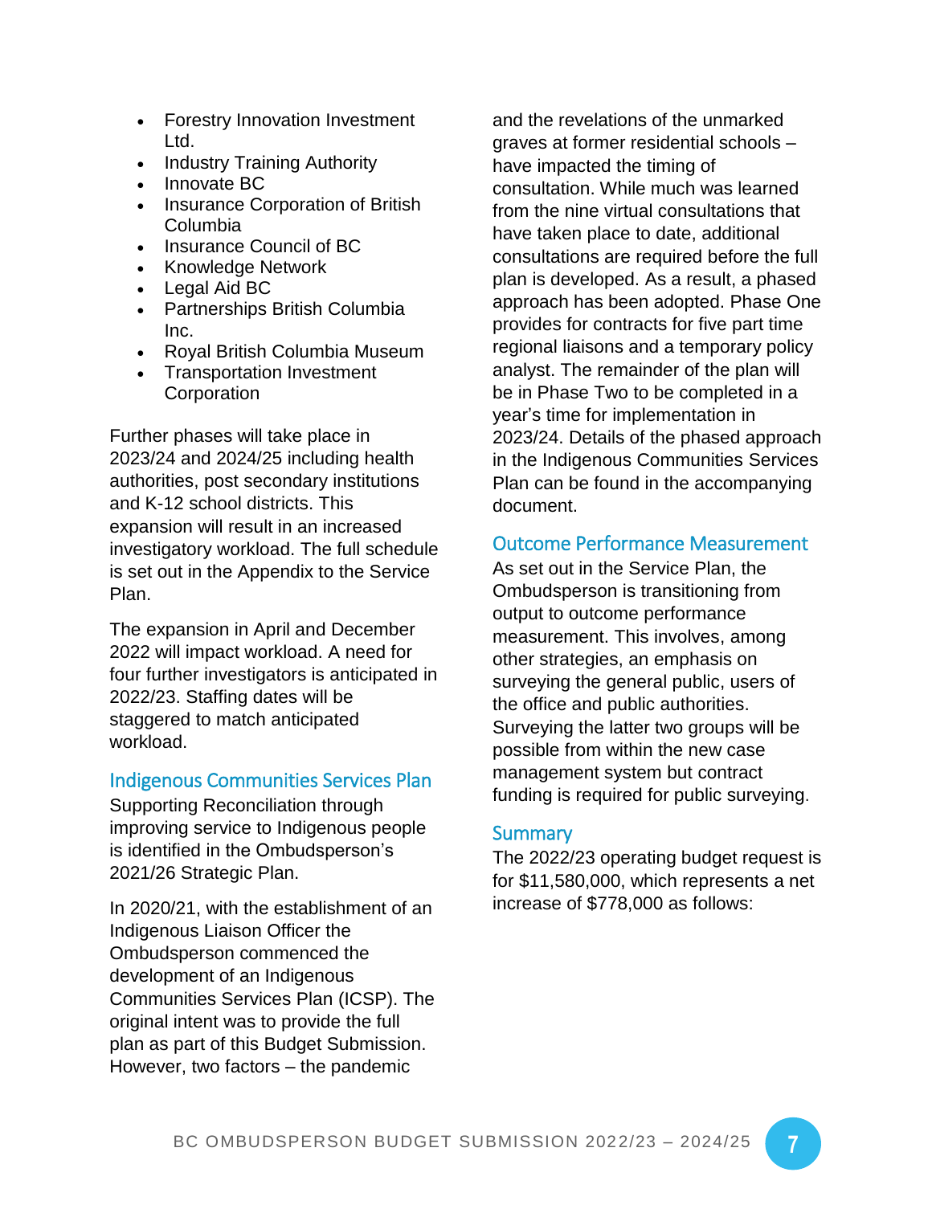- Forestry Innovation Investment Ltd.
- Industry Training Authority
- Innovate BC
- Insurance Corporation of British Columbia
- Insurance Council of BC
- Knowledge Network
- Legal Aid BC
- Partnerships British Columbia Inc.
- Royal British Columbia Museum
- Transportation Investment Corporation

Further phases will take place in 2023/24 and 2024/25 including health authorities, post secondary institutions and K-12 school districts. This expansion will result in an increased investigatory workload. The full schedule is set out in the Appendix to the Service Plan.

The expansion in April and December 2022 will impact workload. A need for four further investigators is anticipated in 2022/23. Staffing dates will be staggered to match anticipated workload.

## Indigenous Communities Services Plan

Supporting Reconciliation through improving service to Indigenous people is identified in the Ombudsperson's 2021/26 Strategic Plan.

In 2020/21, with the establishment of an Indigenous Liaison Officer the Ombudsperson commenced the development of an Indigenous Communities Services Plan (ICSP). The original intent was to provide the full plan as part of this Budget Submission. However, two factors – the pandemic and the revelations of the unmarked graves at former residential schools – have impacted the timing of consultation. While much was learned from the nine virtual consultations that have taken place to date, additional consultations are required before the full plan is developed. As a result, a phased approach has been adopted. Phase One provides for contracts for five part time regional liaisons and a temporary policy analyst. The remainder of the plan will be in Phase Two to be completed in a year's time for implementation in 2023/24. Details of the phased approach in the Indigenous Communities Services Plan can be found in the accompanying document.

## Outcome Performance Measurement

As set out in the Service Plan, the Ombudsperson is transitioning from output to outcome performance measurement. This involves, among other strategies, an emphasis on surveying the general public, users of the office and public authorities. Surveying the latter two groups will be possible from within the new case management system but contract funding is required for public surveying.

## Summary

The 2022/23 operating budget request is for $11,580,000, which represents a net increase of $778,000 as follows: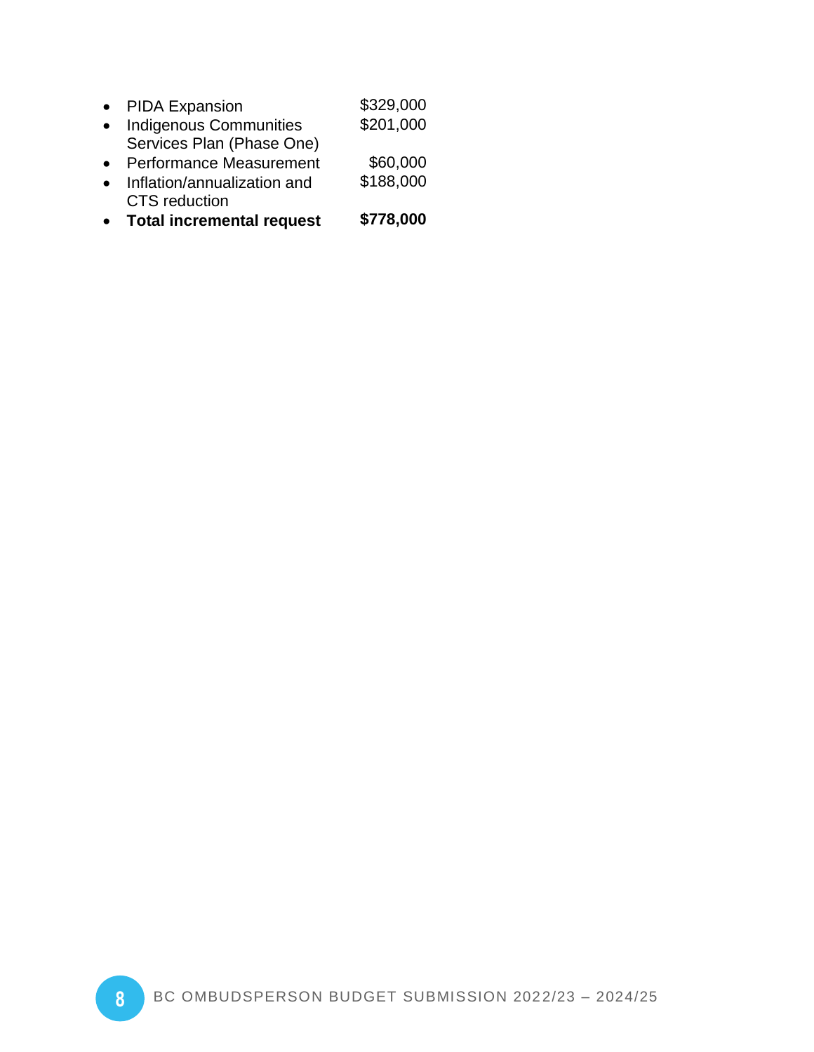- PIDA Expansion $329,000
- Indigenous Communities Services Plan (Phase One) $201,000
- Performance Measurement $60,000
- Inflation/annualization and CTS reduction $188,000
- **Total incremental request** **$778,000**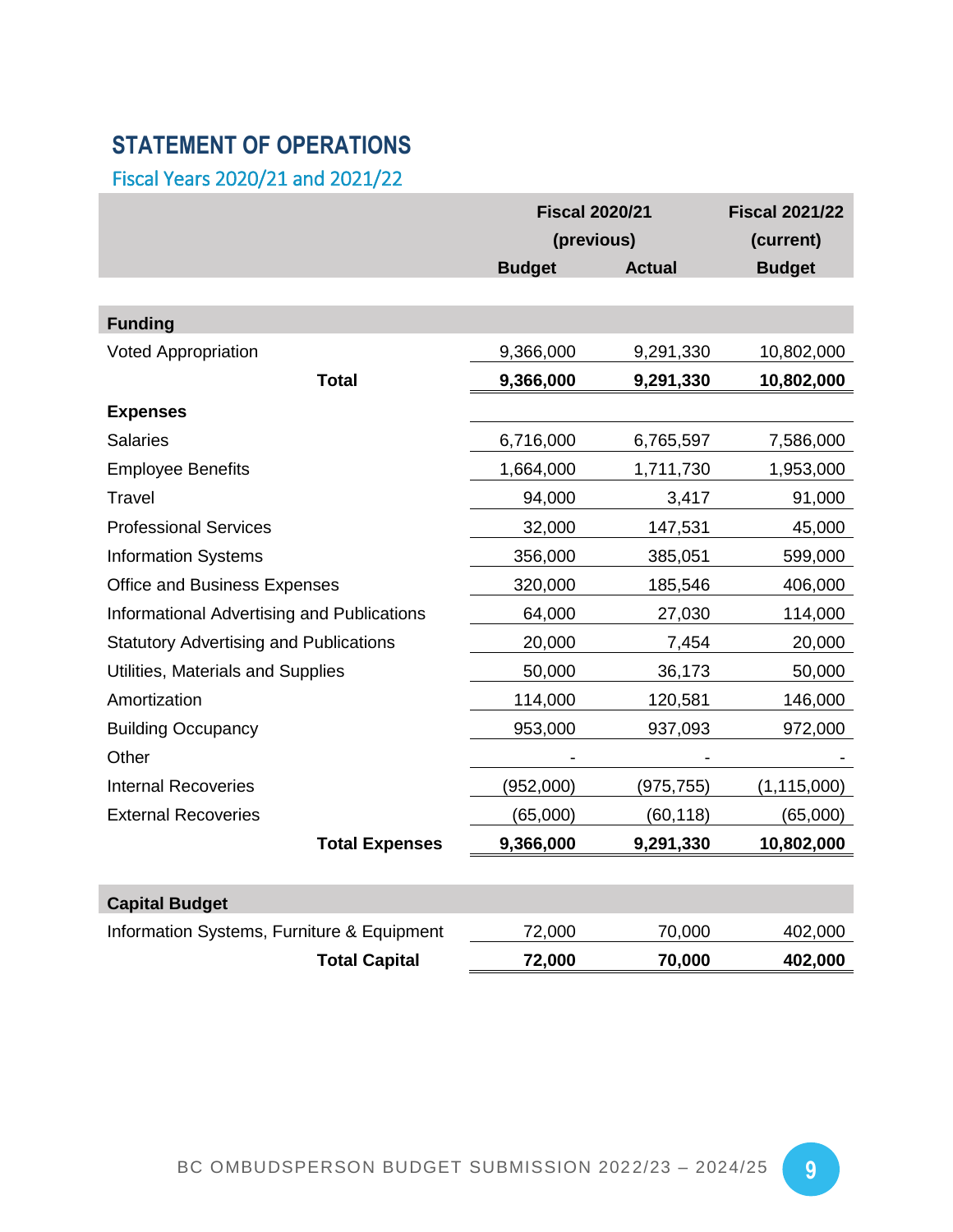## STATEMENT OF OPERATIONS

### Fiscal Years 2020/21 and 2021/22

| | Fiscal 2020/21 (previous) | | Fiscal 2021/22 (current) |
|---|---|---|---|
| | Budget | Actual | Budget |
| **Funding** | | | |
| Voted Appropriation | 9,366,000 | 9,291,330 | 10,802,000 |
| **Total** | **9,366,000** | **9,291,330** | **10,802,000** |
| **Expenses** | | | |
| Salaries | 6,716,000 | 6,765,597 | 7,586,000 |
| Employee Benefits | 1,664,000 | 1,711,730 | 1,953,000 |
| Travel | 94,000 | 3,417 | 91,000 |
| Professional Services | 32,000 | 147,531 | 45,000 |
| Information Systems | 356,000 | 385,051 | 599,000 |
| Office and Business Expenses | 320,000 | 185,546 | 406,000 |
| Informational Advertising and Publications | 64,000 | 27,030 | 114,000 |
| Statutory Advertising and Publications | 20,000 | 7,454 | 20,000 |
| Utilities, Materials and Supplies | 50,000 | 36,173 | 50,000 |
| Amortization | 114,000 | 120,581 | 146,000 |
| Building Occupancy | 953,000 | 937,093 | 972,000 |
| Other | - | - | - |
| Internal Recoveries | (952,000) | (975,755) | (1,115,000) |
| External Recoveries | (65,000) | (60,118) | (65,000) |
| **Total Expenses** | **9,366,000** | **9,291,330** | **10,802,000** |
| **Capital Budget** | | | |
| Information Systems, Furniture & Equipment | 72,000 | 70,000 | 402,000 |
| **Total Capital** | **72,000** | **70,000** | **402,000** |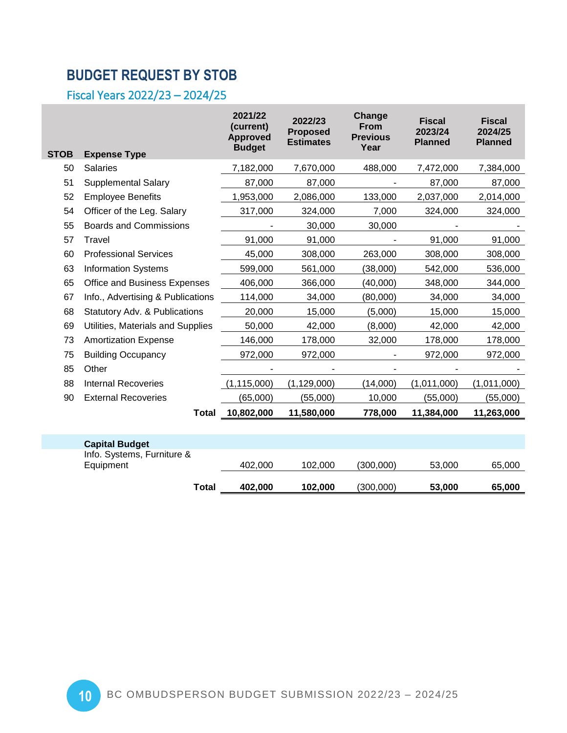# BUDGET REQUEST BY STOB

## Fiscal Years 2022/23 – 2024/25

| STOB | Expense Type | 2021/22 (current) Approved Budget | 2022/23 Proposed Estimates | Change From Previous Year | Fiscal 2023/24 Planned | Fiscal 2024/25 Planned |
|---|---|---|---|---|---|---|
| 50 | Salaries | 7,182,000 | 7,670,000 | 488,000 | 7,472,000 | 7,384,000 |
| 51 | Supplemental Salary | 87,000 | 87,000 | - | 87,000 | 87,000 |
| 52 | Employee Benefits | 1,953,000 | 2,086,000 | 133,000 | 2,037,000 | 2,014,000 |
| 54 | Officer of the Leg. Salary | 317,000 | 324,000 | 7,000 | 324,000 | 324,000 |
| 55 | Boards and Commissions | - | 30,000 | 30,000 | - | - |
| 57 | Travel | 91,000 | 91,000 | - | 91,000 | 91,000 |
| 60 | Professional Services | 45,000 | 308,000 | 263,000 | 308,000 | 308,000 |
| 63 | Information Systems | 599,000 | 561,000 | (38,000) | 542,000 | 536,000 |
| 65 | Office and Business Expenses | 406,000 | 366,000 | (40,000) | 348,000 | 344,000 |
| 67 | Info., Advertising & Publications | 114,000 | 34,000 | (80,000) | 34,000 | 34,000 |
| 68 | Statutory Adv. & Publications | 20,000 | 15,000 | (5,000) | 15,000 | 15,000 |
| 69 | Utilities, Materials and Supplies | 50,000 | 42,000 | (8,000) | 42,000 | 42,000 |
| 73 | Amortization Expense | 146,000 | 178,000 | 32,000 | 178,000 | 178,000 |
| 75 | Building Occupancy | 972,000 | 972,000 | - | 972,000 | 972,000 |
| 85 | Other | - | - | - | - | - |
| 88 | Internal Recoveries | (1,115,000) | (1,129,000) | (14,000) | (1,011,000) | (1,011,000) |
| 90 | External Recoveries | (65,000) | (55,000) | 10,000 | (55,000) | (55,000) |
| | **Total** | **10,802,000** | **11,580,000** | **778,000** | **11,384,000** | **11,263,000** |

| | | 2021/22 (current) Approved Budget | 2022/23 Proposed Estimates | Change From Previous Year | Fiscal 2023/24 Planned | Fiscal 2024/25 Planned |
|---|---|---|---|---|---|---|
| | **Capital Budget** | | | | | |
| | Info. Systems, Furniture & Equipment | 402,000 | 102,000 | (300,000) | 53,000 | 65,000 |
| | **Total** | **402,000** | **102,000** | (300,000) | **53,000** | **65,000** |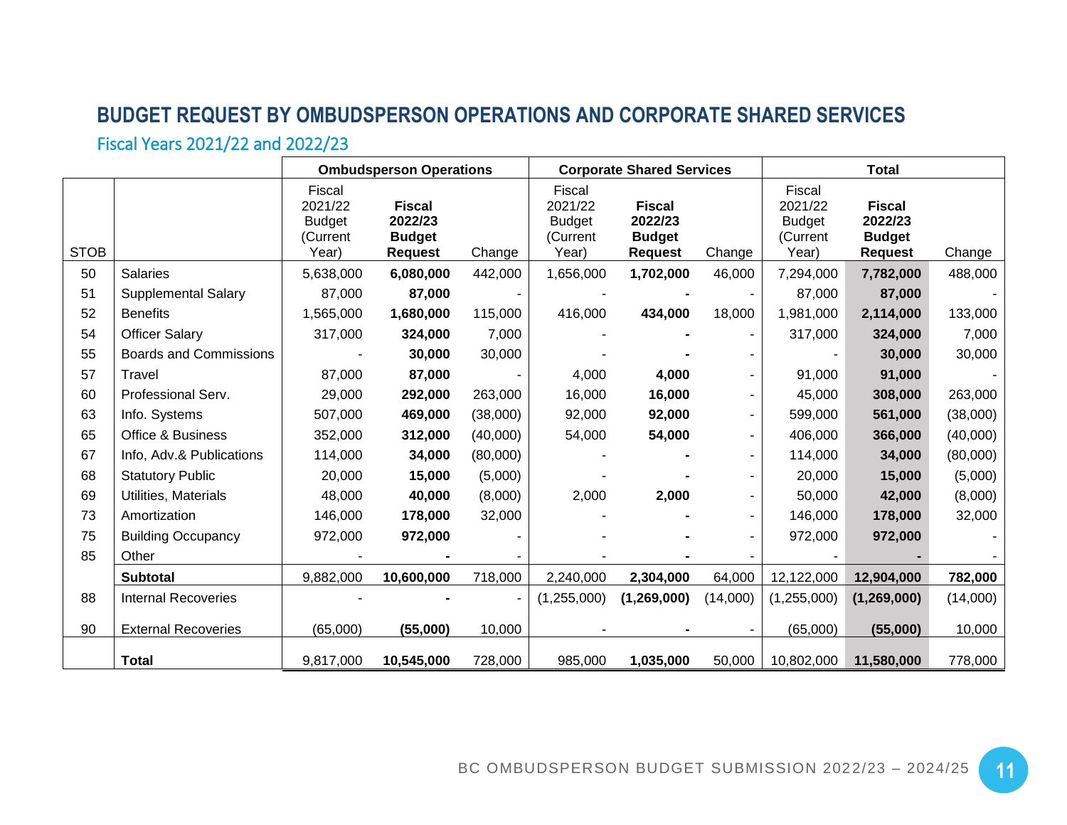# BUDGET REQUEST BY OMBUDSPERSON OPERATIONS AND CORPORATE SHARED SERVICES

## Fiscal Years 2021/22 and 2022/23

| | | Ombudsperson Operations | | | Corporate Shared Services | | | Total | | |
|---|---|---|---|---|---|---|---|---|---|---|
| STOB | | Fiscal 2021/22 Budget (Current Year) | **Fiscal 2022/23 Budget Request** | Change | Fiscal 2021/22 Budget (Current Year) | **Fiscal 2022/23 Budget Request** | Change | Fiscal 2021/22 Budget (Current Year) | **Fiscal 2022/23 Budget Request** | Change |
| 50 | Salaries | 5,638,000 | **6,080,000** | 442,000 | 1,656,000 | **1,702,000** | 46,000 | 7,294,000 | **7,782,000** | 488,000 |
| 51 | Supplemental Salary | 87,000 | **87,000** | - | - | **-** | - | 87,000 | **87,000** | - |
| 52 | Benefits | 1,565,000 | **1,680,000** | 115,000 | 416,000 | **434,000** | 18,000 | 1,981,000 | **2,114,000** | 133,000 |
| 54 | Officer Salary | 317,000 | **324,000** | 7,000 | - | **-** | - | 317,000 | **324,000** | 7,000 |
| 55 | Boards and Commissions | - | **30,000** | 30,000 | - | **-** | - | - | **30,000** | 30,000 |
| 57 | Travel | 87,000 | **87,000** | - | 4,000 | **4,000** | - | 91,000 | **91,000** | - |
| 60 | Professional Serv. | 29,000 | **292,000** | 263,000 | 16,000 | **16,000** | - | 45,000 | **308,000** | 263,000 |
| 63 | Info. Systems | 507,000 | **469,000** | (38,000) | 92,000 | **92,000** | - | 599,000 | **561,000** | (38,000) |
| 65 | Office & Business | 352,000 | **312,000** | (40,000) | 54,000 | **54,000** | - | 406,000 | **366,000** | (40,000) |
| 67 | Info, Adv.& Publications | 114,000 | **34,000** | (80,000) | - | **-** | - | 114,000 | **34,000** | (80,000) |
| 68 | Statutory Public | 20,000 | **15,000** | (5,000) | - | **-** | - | 20,000 | **15,000** | (5,000) |
| 69 | Utilities, Materials | 48,000 | **40,000** | (8,000) | 2,000 | **2,000** | - | 50,000 | **42,000** | (8,000) |
| 73 | Amortization | 146,000 | **178,000** | 32,000 | - | **-** | - | 146,000 | **178,000** | 32,000 |
| 75 | Building Occupancy | 972,000 | **972,000** | - | - | **-** | - | 972,000 | **972,000** | - |
| 85 | Other | - | **-** | - | - | **-** | - | - | **-** | - |
| | **Subtotal** | 9,882,000 | **10,600,000** | 718,000 | 2,240,000 | **2,304,000** | 64,000 | 12,122,000 | **12,904,000** | **782,000** |
| 88 | Internal Recoveries | - | **-** | - | (1,255,000) | **(1,269,000)** | (14,000) | (1,255,000) | **(1,269,000)** | (14,000) |
| 90 | External Recoveries | (65,000) | **(55,000)** | 10,000 | - | **-** | - | (65,000) | **(55,000)** | 10,000 |
| | **Total** | 9,817,000 | **10,545,000** | 728,000 | 985,000 | **1,035,000** | 50,000 | 10,802,000 | **11,580,000** | 778,000 |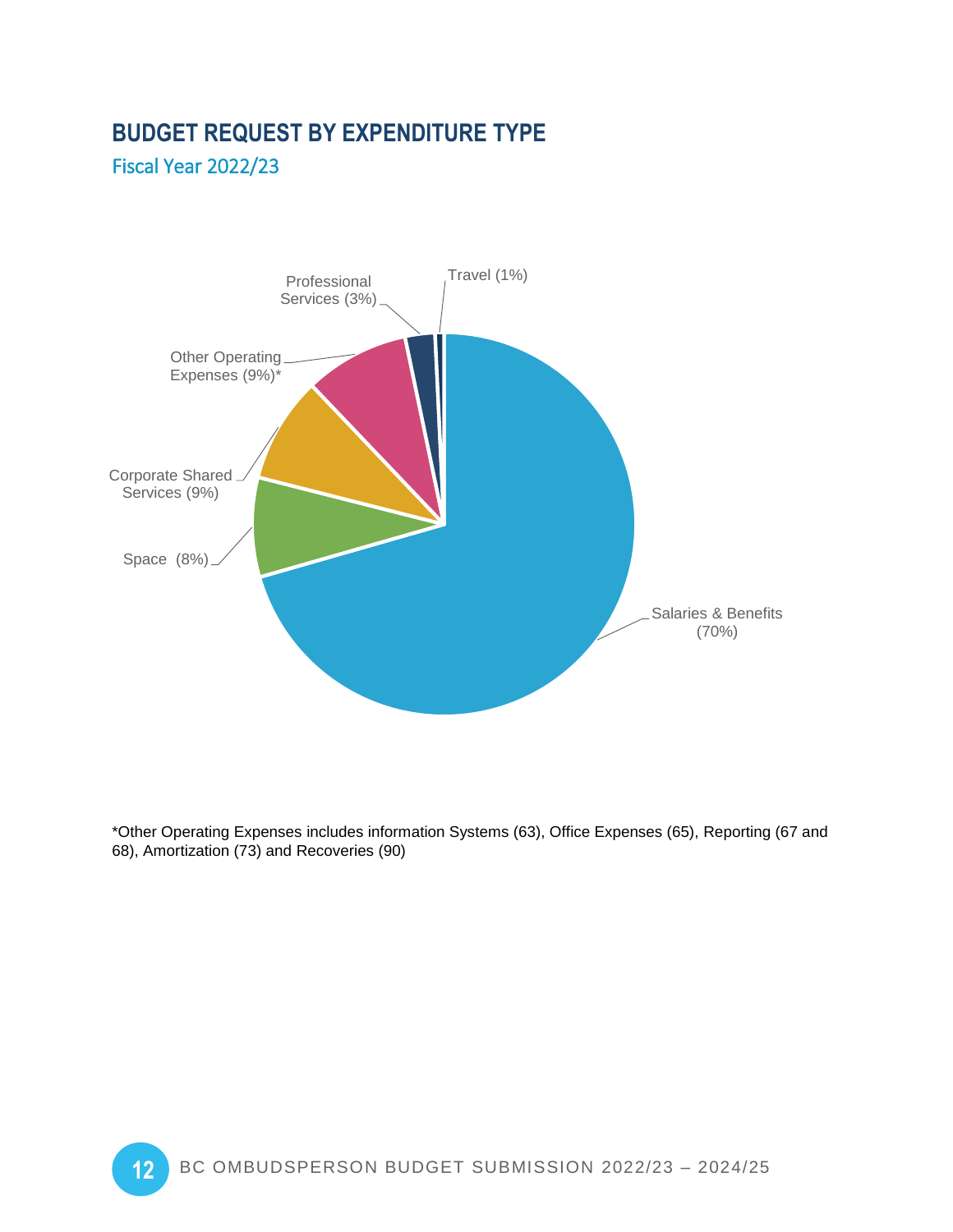## BUDGET REQUEST BY EXPENDITURE TYPE

### Fiscal Year 2022/23

Salaries & Benefits (70%)

Space (8%)

Corporate Shared Services (9%)

Other Operating Expenses (9%)*

Professional Services (3%)

Travel (1%)

*Other Operating Expenses includes information Systems (63), Office Expenses (65), Reporting (67 and 68), Amortization (73) and Recoveries (90)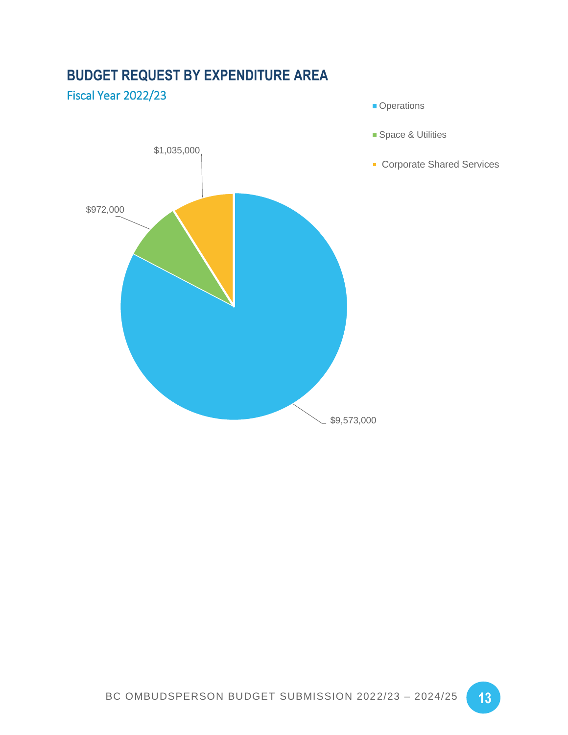## BUDGET REQUEST BY EXPENDITURE AREA

### Fiscal Year 2022/23

- Operations
- Space & Utilities
- Corporate Shared Services

$1,035,000

$972,000

$9,573,000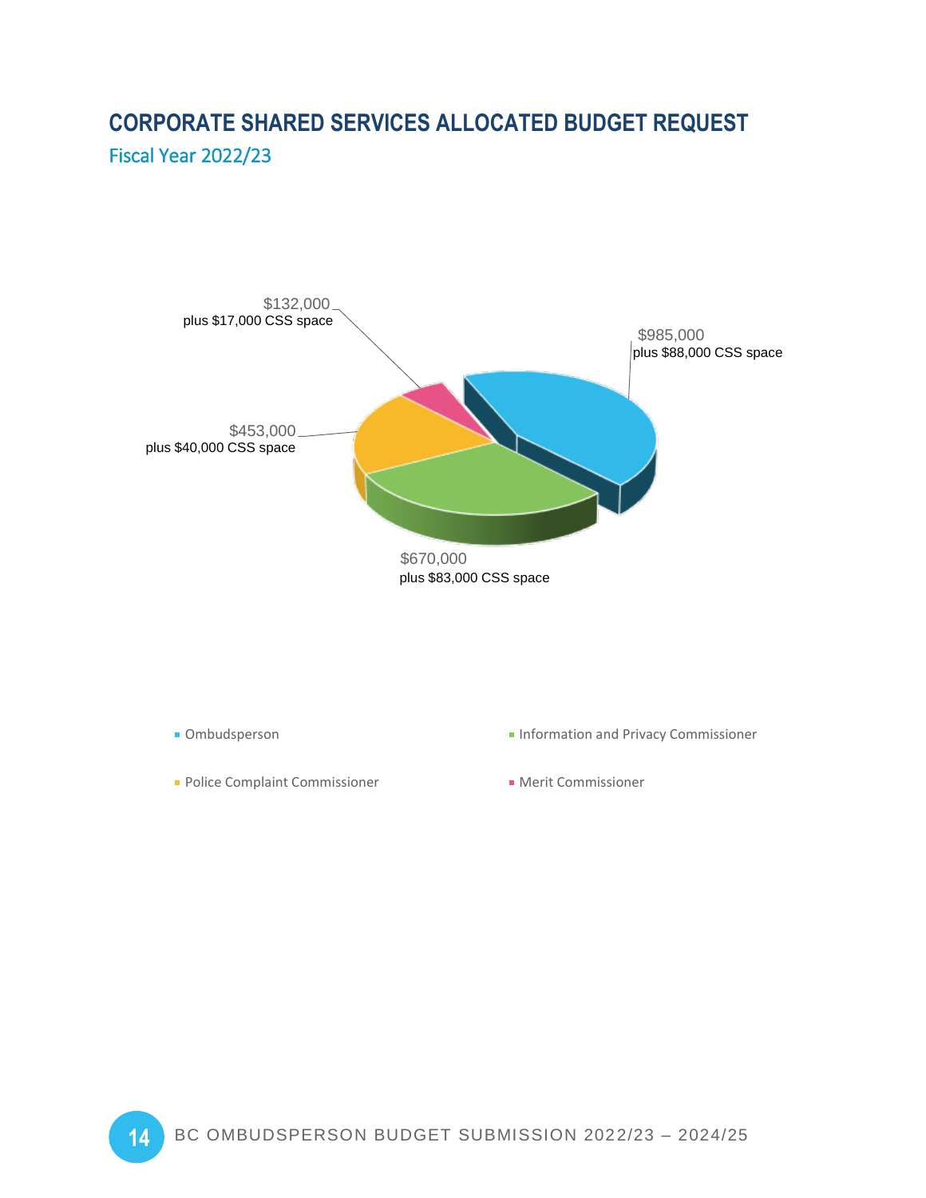# CORPORATE SHARED SERVICES ALLOCATED BUDGET REQUEST

## Fiscal Year 2022/23

$985,000
plus $88,000 CSS space

$670,000
plus $83,000 CSS space

$453,000
plus $40,000 CSS space

$132,000
plus $17,000 CSS space

- Ombudsperson
- Information and Privacy Commissioner
- Police Complaint Commissioner
- Merit Commissioner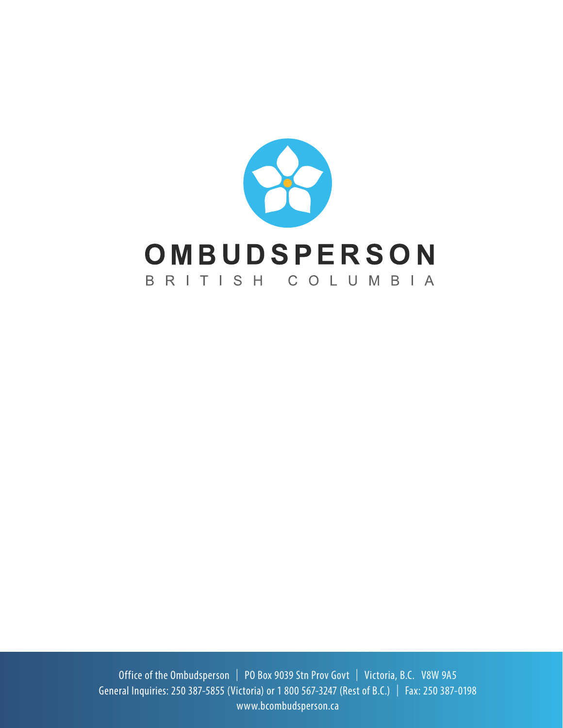OMBUDSPERSON

BRITISH COLUMBIA

Office of the Ombudsperson | PO Box 9039 Stn Prov Govt | Victoria, B.C. V8W 9A5

General Inquiries: 250 387-5855 (Victoria) or 1 800 567-3247 (Rest of B.C.) | Fax: 250 387-0198

www.bcombudsperson.ca